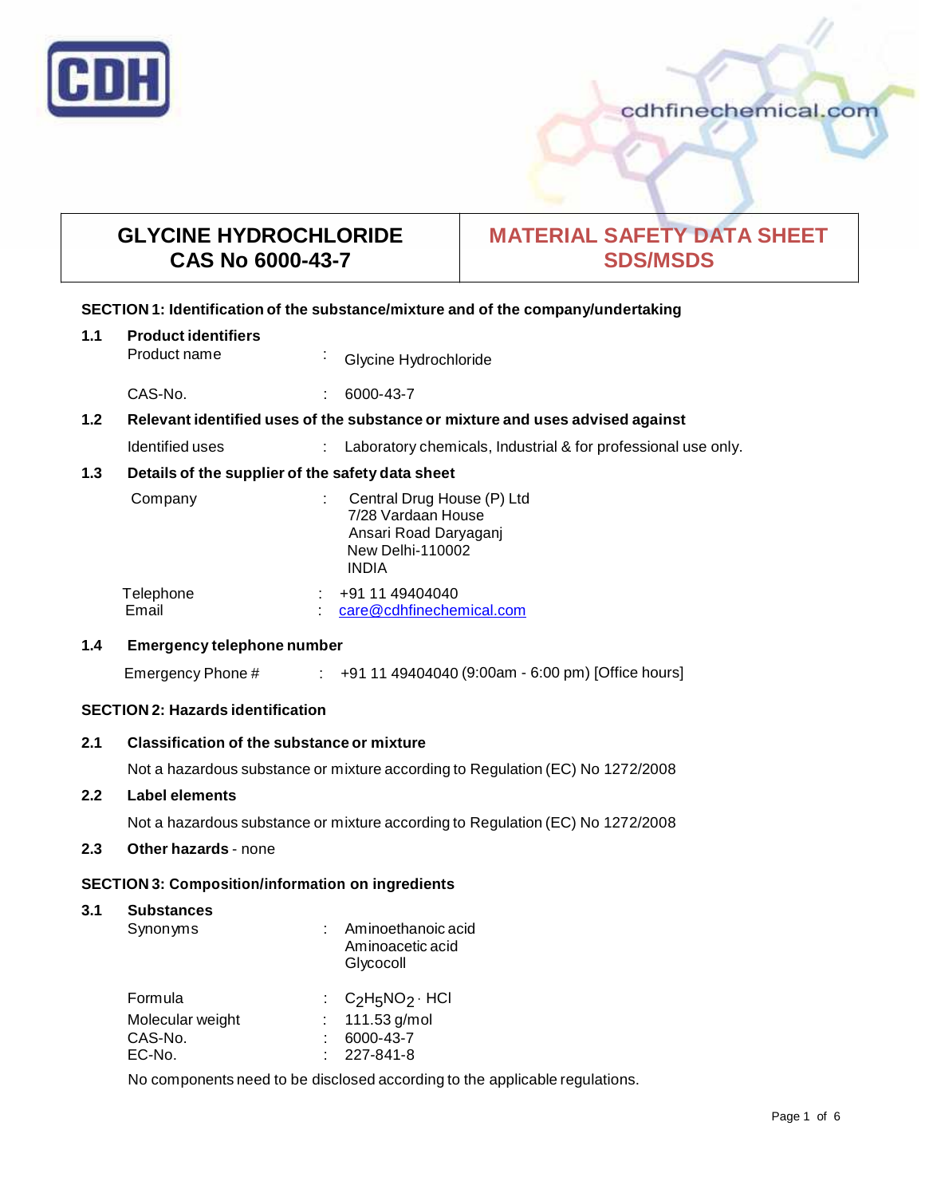CDH

cdhfinechemical.com

| GLYCINE HYDROCHLORIDE<br>CAS No 6000-43-7 | MATERIAL SAFETY DATA SHEET<br>SDS/MSDS |
|---|---|

## SECTION 1: Identification of the substance/mixture and of the company/undertaking

### 1.1 Product identifiers

Product name : Glycine Hydrochloride

CAS-No. : 6000-43-7

### 1.2 Relevant identified uses of the substance or mixture and uses advised against

Identified uses : Laboratory chemicals, Industrial & for professional use only.

### 1.3 Details of the supplier of the safety data sheet

Company : Central Drug House (P) Ltd
7/28 Vardaan House
Ansari Road Daryaganj
New Delhi-110002
INDIA

Telephone : +91 11 49404040
Email : care@cdhfinechemical.com

### 1.4 Emergency telephone number

Emergency Phone # : +91 11 49404040 (9:00am - 6:00 pm) [Office hours]

## SECTION 2: Hazards identification

### 2.1 Classification of the substance or mixture

Not a hazardous substance or mixture according to Regulation (EC) No 1272/2008

### 2.2 Label elements

Not a hazardous substance or mixture according to Regulation (EC) No 1272/2008

### 2.3 Other hazards - none

## SECTION 3: Composition/information on ingredients

### 3.1 Substances

Synonyms : Aminoethanoic acid
Aminoacetic acid
Glycocoll

Formula : $C_2H_5NO_2 \cdot HCl$
Molecular weight : 111.53 g/mol
CAS-No. : 6000-43-7
EC-No. : 227-841-8

No components need to be disclosed according to the applicable regulations.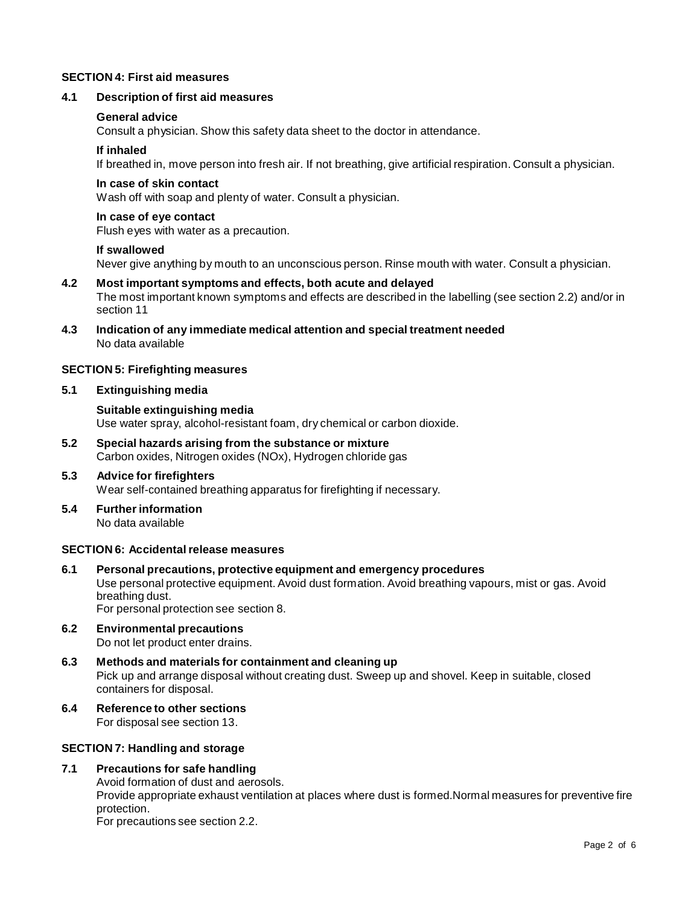## SECTION 4: First aid measures

### 4.1 Description of first aid measures

**General advice**
Consult a physician. Show this safety data sheet to the doctor in attendance.

**If inhaled**
If breathed in, move person into fresh air. If not breathing, give artificial respiration. Consult a physician.

**In case of skin contact**
Wash off with soap and plenty of water. Consult a physician.

**In case of eye contact**
Flush eyes with water as a precaution.

**If swallowed**
Never give anything by mouth to an unconscious person. Rinse mouth with water. Consult a physician.

### 4.2 Most important symptoms and effects, both acute and delayed

The most important known symptoms and effects are described in the labelling (see section 2.2) and/or in section 11

### 4.3 Indication of any immediate medical attention and special treatment needed

No data available

## SECTION 5: Firefighting measures

### 5.1 Extinguishing media

**Suitable extinguishing media**
Use water spray, alcohol-resistant foam, dry chemical or carbon dioxide.

### 5.2 Special hazards arising from the substance or mixture

Carbon oxides, Nitrogen oxides (NOx), Hydrogen chloride gas

### 5.3 Advice for firefighters

Wear self-contained breathing apparatus for firefighting if necessary.

### 5.4 Further information

No data available

## SECTION 6: Accidental release measures

### 6.1 Personal precautions, protective equipment and emergency procedures

Use personal protective equipment. Avoid dust formation. Avoid breathing vapours, mist or gas. Avoid breathing dust.
For personal protection see section 8.

### 6.2 Environmental precautions

Do not let product enter drains.

### 6.3 Methods and materials for containment and cleaning up

Pick up and arrange disposal without creating dust. Sweep up and shovel. Keep in suitable, closed containers for disposal.

### 6.4 Reference to other sections

For disposal see section 13.

## SECTION 7: Handling and storage

### 7.1 Precautions for safe handling

Avoid formation of dust and aerosols.
Provide appropriate exhaust ventilation at places where dust is formed.Normal measures for preventive fire protection.
For precautions see section 2.2.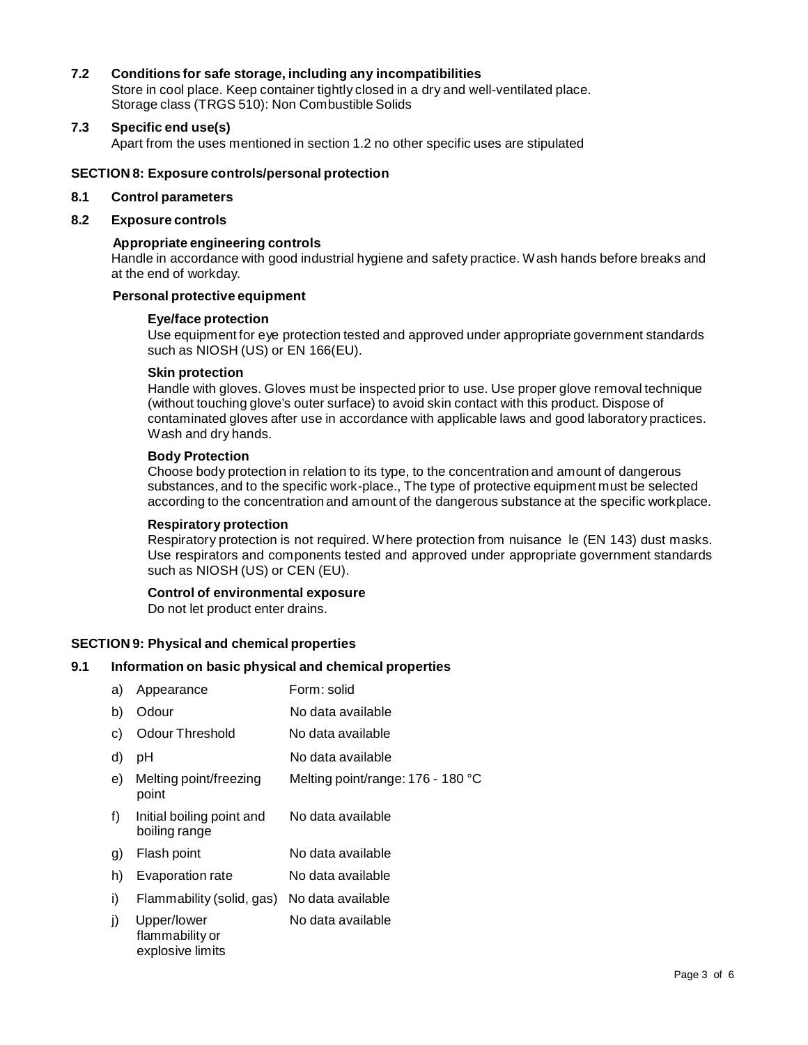### 7.2 Conditions for safe storage, including any incompatibilities

Store in cool place. Keep container tightly closed in a dry and well-ventilated place.
Storage class (TRGS 510): Non Combustible Solids

### 7.3 Specific end use(s)

Apart from the uses mentioned in section 1.2 no other specific uses are stipulated

## SECTION 8: Exposure controls/personal protection

### 8.1 Control parameters

### 8.2 Exposure controls

**Appropriate engineering controls**

Handle in accordance with good industrial hygiene and safety practice. Wash hands before breaks and at the end of workday.

**Personal protective equipment**

**Eye/face protection**

Use equipment for eye protection tested and approved under appropriate government standards such as NIOSH (US) or EN 166(EU).

**Skin protection**

Handle with gloves. Gloves must be inspected prior to use. Use proper glove removal technique (without touching glove's outer surface) to avoid skin contact with this product. Dispose of contaminated gloves after use in accordance with applicable laws and good laboratory practices. Wash and dry hands.

**Body Protection**

Choose body protection in relation to its type, to the concentration and amount of dangerous substances, and to the specific work-place., The type of protective equipment must be selected according to the concentration and amount of the dangerous substance at the specific workplace.

**Respiratory protection**

Respiratory protection is not required. Where protection from nuisance le (EN 143) dust masks. Use respirators and components tested and approved under appropriate government standards such as NIOSH (US) or CEN (EU).

**Control of environmental exposure**

Do not let product enter drains.

## SECTION 9: Physical and chemical properties

### 9.1 Information on basic physical and chemical properties

| | | |
|---|---|---|
| a) | Appearance | Form: solid |
| b) | Odour | No data available |
| c) | Odour Threshold | No data available |
| d) | pH | No data available |
| e) | Melting point/freezing point | Melting point/range: 176 - 180 °C |
| f) | Initial boiling point and boiling range | No data available |
| g) | Flash point | No data available |
| h) | Evaporation rate | No data available |
| i) | Flammability (solid, gas) | No data available |
| j) | Upper/lower flammability or explosive limits | No data available |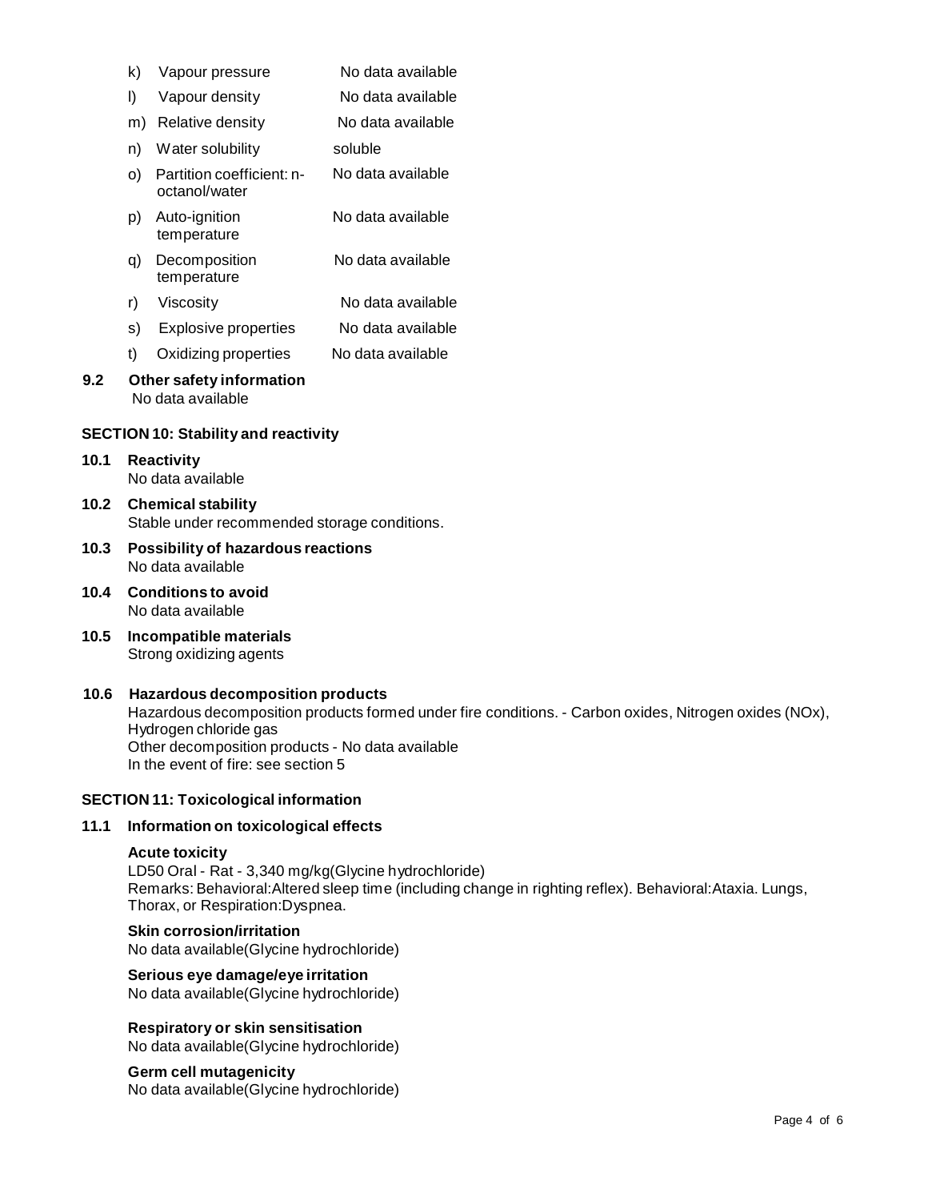| | | |
|---|---|---|
| k) | Vapour pressure | No data available |
| l) | Vapour density | No data available |
| m) | Relative density | No data available |
| n) | Water solubility | soluble |
| o) | Partition coefficient: n-octanol/water | No data available |
| p) | Auto-ignition temperature | No data available |
| q) | Decomposition temperature | No data available |
| r) | Viscosity | No data available |
| s) | Explosive properties | No data available |
| t) | Oxidizing properties | No data available |

**9.2 Other safety information**
No data available

## SECTION 10: Stability and reactivity

**10.1 Reactivity**
No data available

**10.2 Chemical stability**
Stable under recommended storage conditions.

**10.3 Possibility of hazardous reactions**
No data available

**10.4 Conditions to avoid**
No data available

**10.5 Incompatible materials**
Strong oxidizing agents

**10.6 Hazardous decomposition products**
Hazardous decomposition products formed under fire conditions. - Carbon oxides, Nitrogen oxides (NOx), Hydrogen chloride gas
Other decomposition products - No data available
In the event of fire: see section 5

## SECTION 11: Toxicological information

**11.1 Information on toxicological effects**

**Acute toxicity**
LD50 Oral - Rat - 3,340 mg/kg(Glycine hydrochloride)
Remarks: Behavioral:Altered sleep time (including change in righting reflex). Behavioral:Ataxia. Lungs, Thorax, or Respiration:Dyspnea.

**Skin corrosion/irritation**
No data available(Glycine hydrochloride)

**Serious eye damage/eye irritation**
No data available(Glycine hydrochloride)

**Respiratory or skin sensitisation**
No data available(Glycine hydrochloride)

**Germ cell mutagenicity**
No data available(Glycine hydrochloride)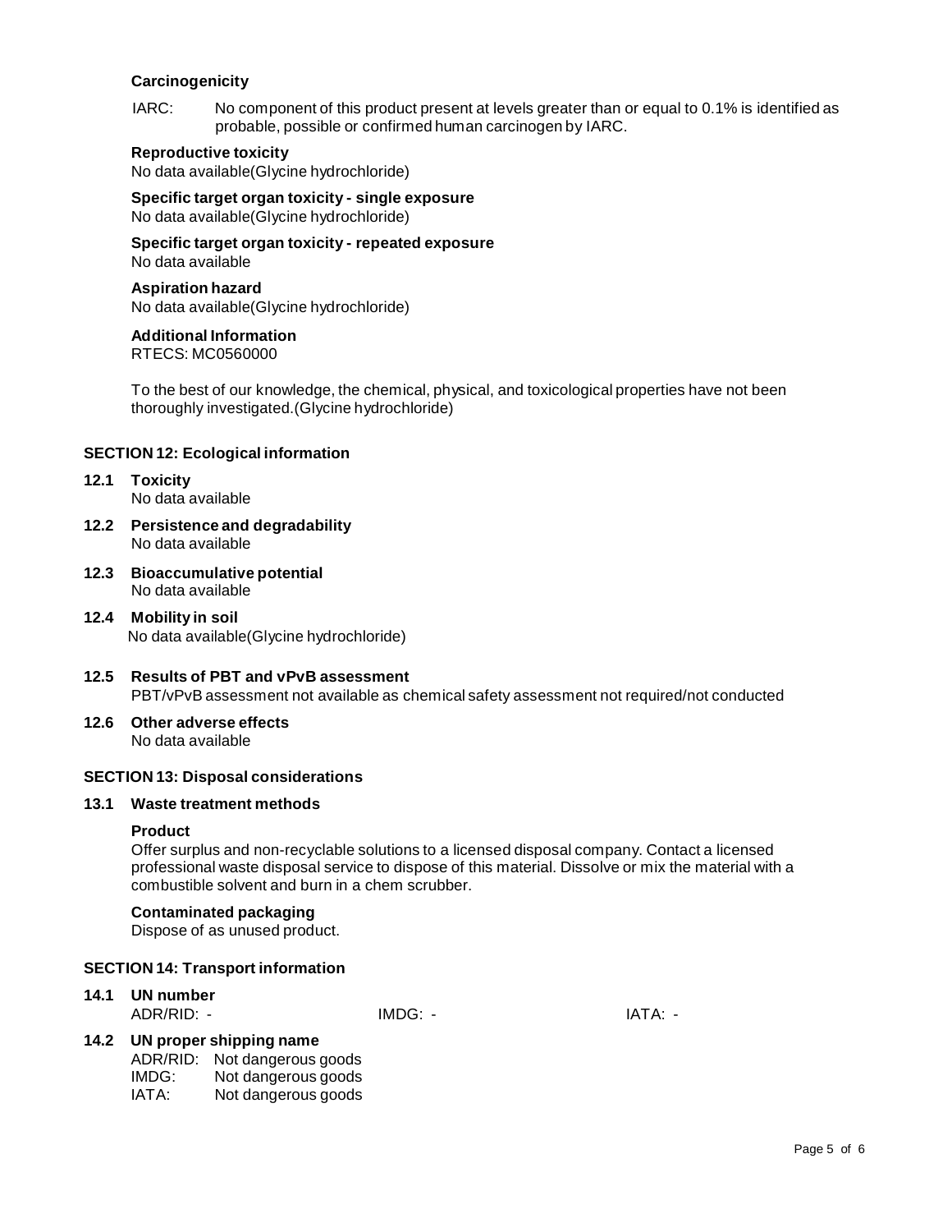**Carcinogenicity**

IARC: No component of this product present at levels greater than or equal to 0.1% is identified as probable, possible or confirmed human carcinogen by IARC.

**Reproductive toxicity**
No data available(Glycine hydrochloride)

**Specific target organ toxicity - single exposure**
No data available(Glycine hydrochloride)

**Specific target organ toxicity - repeated exposure**
No data available

**Aspiration hazard**
No data available(Glycine hydrochloride)

**Additional Information**
RTECS: MC0560000

To the best of our knowledge, the chemical, physical, and toxicological properties have not been thoroughly investigated.(Glycine hydrochloride)

## SECTION 12: Ecological information

### 12.1 Toxicity
No data available

### 12.2 Persistence and degradability
No data available

### 12.3 Bioaccumulative potential
No data available

### 12.4 Mobility in soil
No data available(Glycine hydrochloride)

### 12.5 Results of PBT and vPvB assessment
PBT/vPvB assessment not available as chemical safety assessment not required/not conducted

### 12.6 Other adverse effects
No data available

## SECTION 13: Disposal considerations

### 13.1 Waste treatment methods

**Product**
Offer surplus and non-recyclable solutions to a licensed disposal company. Contact a licensed professional waste disposal service to dispose of this material. Dissolve or mix the material with a combustible solvent and burn in a chem scrubber.

**Contaminated packaging**
Dispose of as unused product.

## SECTION 14: Transport information

### 14.1 UN number
ADR/RID: - IMDG: - IATA: -

### 14.2 UN proper shipping name
ADR/RID: Not dangerous goods
IMDG: Not dangerous goods
IATA: Not dangerous goods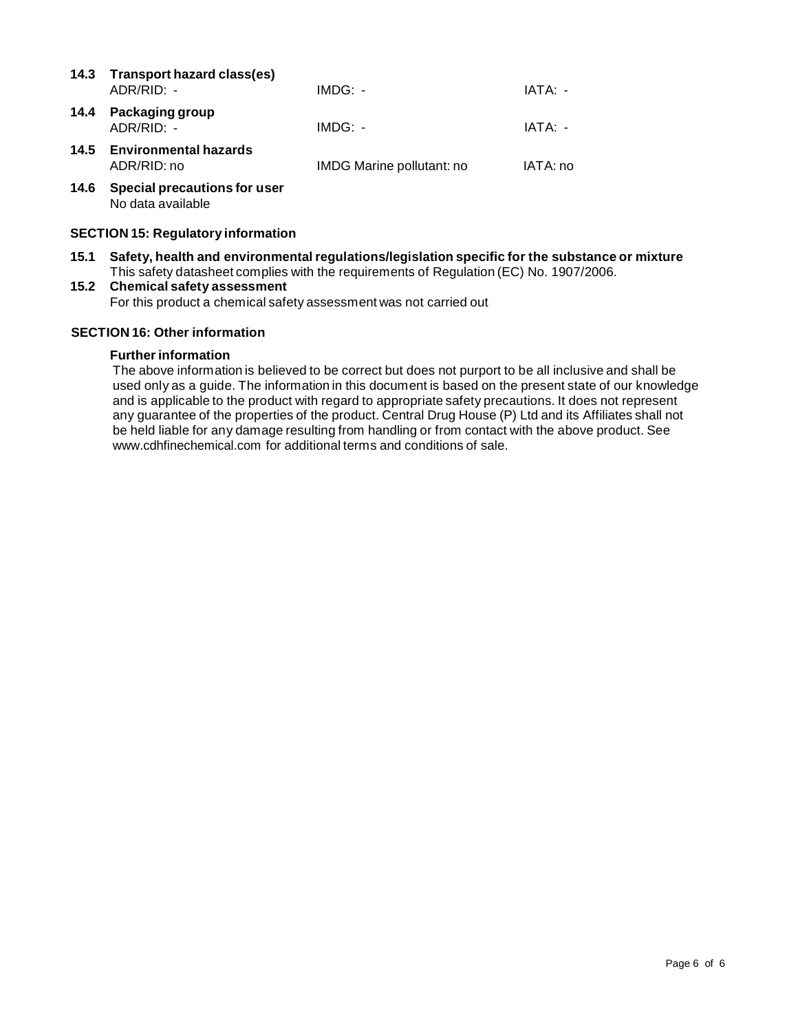**14.3 Transport hazard class(es)**

| | | |
|---|---|---|
| ADR/RID: - | IMDG: - | IATA: - |

**14.4 Packaging group**

| | | |
|---|---|---|
| ADR/RID: - | IMDG: - | IATA: - |

**14.5 Environmental hazards**

| | | |
|---|---|---|
| ADR/RID: no | IMDG Marine pollutant: no | IATA: no |

**14.6 Special precautions for user**

No data available

## SECTION 15: Regulatory information

**15.1 Safety, health and environmental regulations/legislation specific for the substance or mixture**

This safety datasheet complies with the requirements of Regulation (EC) No. 1907/2006.

**15.2 Chemical safety assessment**

For this product a chemical safety assessment was not carried out

## SECTION 16: Other information

**Further information**

The above information is believed to be correct but does not purport to be all inclusive and shall be used only as a guide. The information in this document is based on the present state of our knowledge and is applicable to the product with regard to appropriate safety precautions. It does not represent any guarantee of the properties of the product. Central Drug House (P) Ltd and its Affiliates shall not be held liable for any damage resulting from handling or from contact with the above product. See www.cdhfinechemical.com for additional terms and conditions of sale.